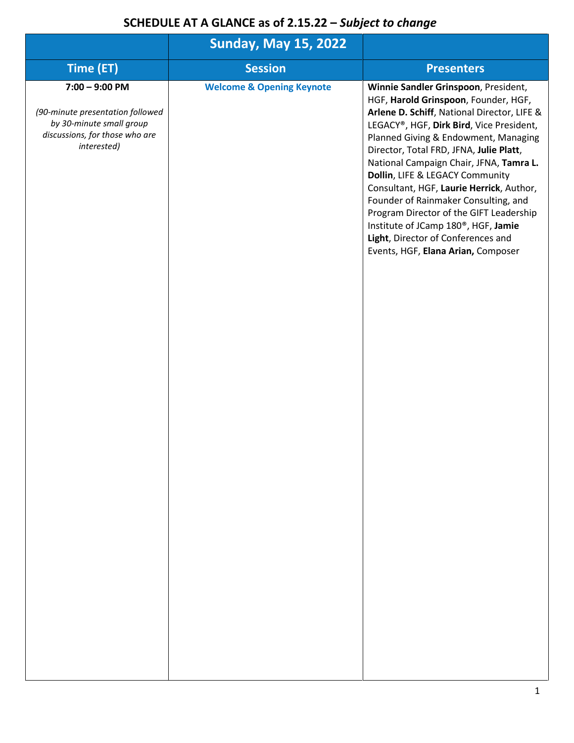# SCHEDULE AT A GLANCE as of 2.15.22 – *Subject to change*

| | Sunday, May 15, 2022 | |
|---|---|---|
| **Time (ET)** | **Session** | **Presenters** |
| **7:00 – 9:00 PM** *(90-minute presentation followed by 30-minute small group discussions, for those who are interested)* | **Welcome & Opening Keynote** | **Winnie Sandler Grinspoon**, President, HGF, **Harold Grinspoon**, Founder, HGF, **Arlene D. Schiff**, National Director, LIFE & LEGACY®, HGF, **Dirk Bird**, Vice President, Planned Giving & Endowment, Managing Director, Total FRD, JFNA, **Julie Platt**, National Campaign Chair, JFNA, **Tamra L. Dollin**, LIFE & LEGACY Community Consultant, HGF, **Laurie Herrick**, Author, Founder of Rainmaker Consulting, and Program Director of the GIFT Leadership Institute of JCamp 180®, HGF, **Jamie Light**, Director of Conferences and Events, HGF, **Elana Arian,** Composer |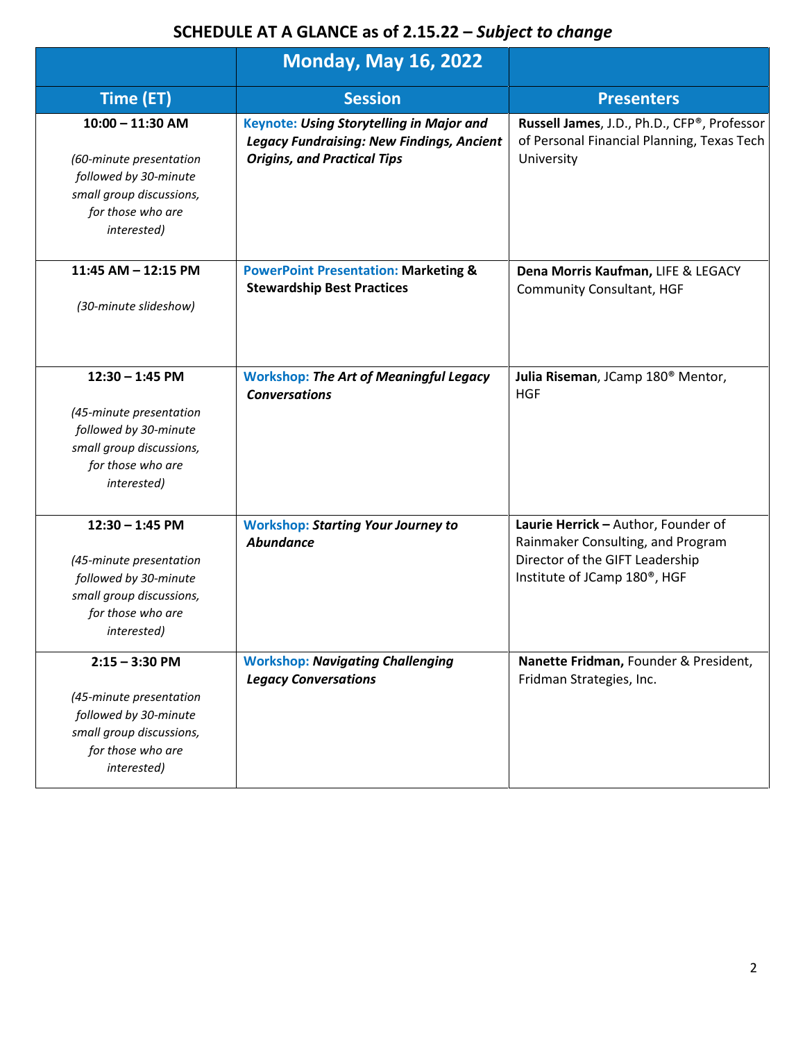## SCHEDULE AT A GLANCE as of 2.15.22 – *Subject to change*

| | Monday, May 16, 2022 | |
|---|---|---|
| **Time (ET)** | **Session** | **Presenters** |
| **10:00 – 11:30 AM** *(60-minute presentation followed by 30-minute small group discussions, for those who are interested)* | **Keynote:** ***Using Storytelling in Major and Legacy Fundraising: New Findings, Ancient Origins, and Practical Tips*** | **Russell James**, J.D., Ph.D., CFP®, Professor of Personal Financial Planning, Texas Tech University |
| **11:45 AM – 12:15 PM** *(30-minute slideshow)* | **PowerPoint Presentation: Marketing & Stewardship Best Practices** | **Dena Morris Kaufman,** LIFE & LEGACY Community Consultant, HGF |
| **12:30 – 1:45 PM** *(45-minute presentation followed by 30-minute small group discussions, for those who are interested)* | **Workshop:** ***The Art of Meaningful Legacy Conversations*** | **Julia Riseman**, JCamp 180® Mentor, HGF |
| **12:30 – 1:45 PM** *(45-minute presentation followed by 30-minute small group discussions, for those who are interested)* | **Workshop:** ***Starting Your Journey to Abundance*** | **Laurie Herrick –** Author, Founder of Rainmaker Consulting, and Program Director of the GIFT Leadership Institute of JCamp 180®, HGF |
| **2:15 – 3:30 PM** *(45-minute presentation followed by 30-minute small group discussions, for those who are interested)* | **Workshop:** ***Navigating Challenging Legacy Conversations*** | **Nanette Fridman,** Founder & President, Fridman Strategies, Inc. |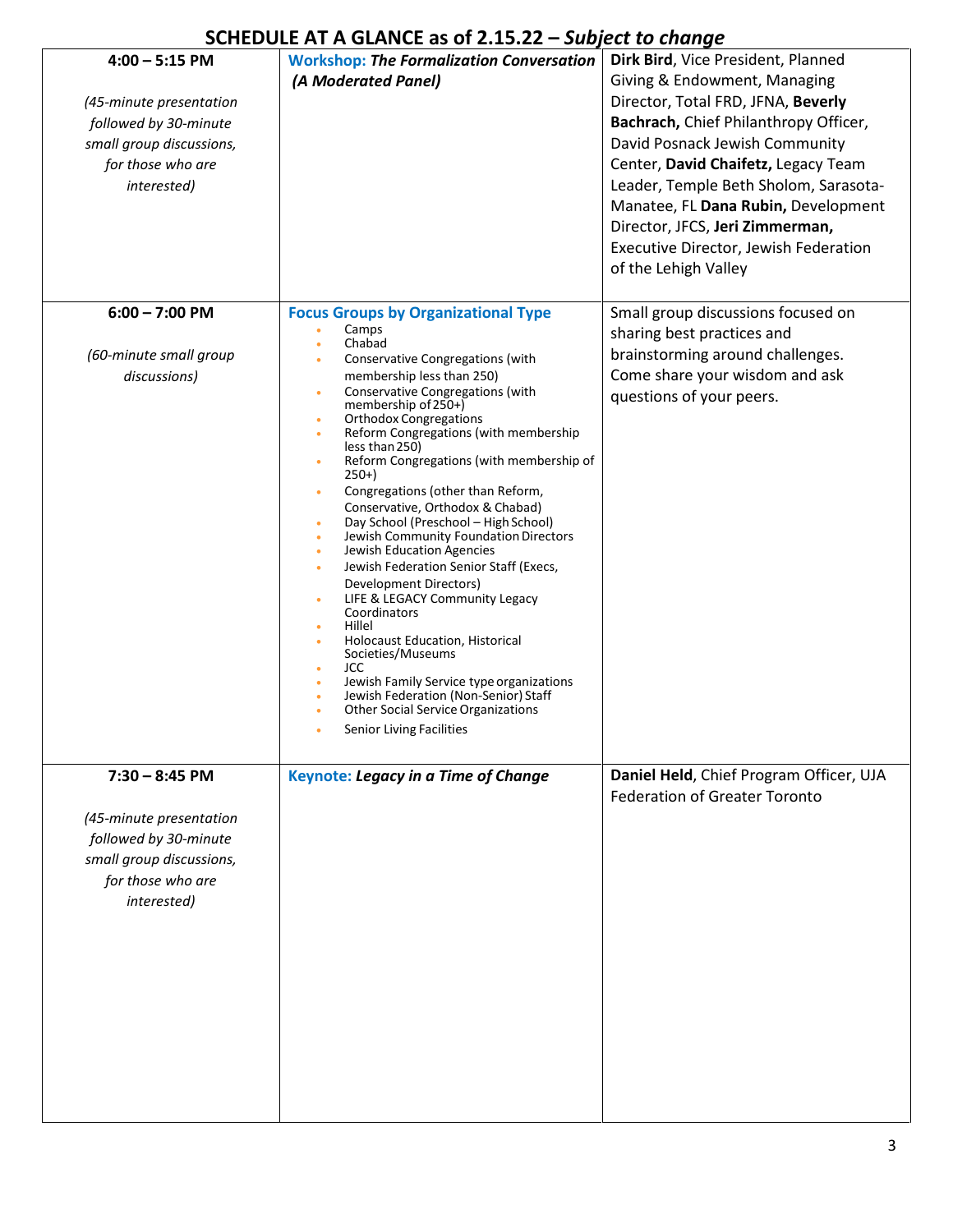## SCHEDULE AT A GLANCE as of 2.15.22 – *Subject to change*

| | | |
|---|---|---|
| **4:00 – 5:15 PM**<br><br>*(45-minute presentation followed by 30-minute small group discussions, for those who are interested)* | **Workshop:** ***The Formalization Conversation (A Moderated Panel)*** | **Dirk Bird**, Vice President, Planned Giving & Endowment, Managing Director, Total FRD, JFNA, **Beverly Bachrach,** Chief Philanthropy Officer, David Posnack Jewish Community Center, **David Chaifetz,** Legacy Team Leader, Temple Beth Sholom, Sarasota-Manatee, FL **Dana Rubin,** Development Director, JFCS, **Jeri Zimmerman,** Executive Director, Jewish Federation of the Lehigh Valley |
| **6:00 – 7:00 PM**<br><br>*(60-minute small group discussions)* | **Focus Groups by Organizational Type**<br>• Camps<br>• Chabad<br>• Conservative Congregations (with membership less than 250)<br>• Conservative Congregations (with membership of 250+)<br>• Orthodox Congregations<br>• Reform Congregations (with membership less than 250)<br>• Reform Congregations (with membership of 250+)<br>• Congregations (other than Reform, Conservative, Orthodox & Chabad)<br>• Day School (Preschool – High School)<br>• Jewish Community Foundation Directors<br>• Jewish Education Agencies<br>• Jewish Federation Senior Staff (Execs, Development Directors)<br>• LIFE & LEGACY Community Legacy Coordinators<br>• Hillel<br>• Holocaust Education, Historical Societies/Museums<br>• JCC<br>• Jewish Family Service type organizations<br>• Jewish Federation (Non-Senior) Staff<br>• Other Social Service Organizations<br>• Senior Living Facilities | Small group discussions focused on sharing best practices and brainstorming around challenges. Come share your wisdom and ask questions of your peers. |
| **7:30 – 8:45 PM**<br><br>*(45-minute presentation followed by 30-minute small group discussions, for those who are interested)* | **Keynote:** ***Legacy in a Time of Change*** | **Daniel Held**, Chief Program Officer, UJA Federation of Greater Toronto |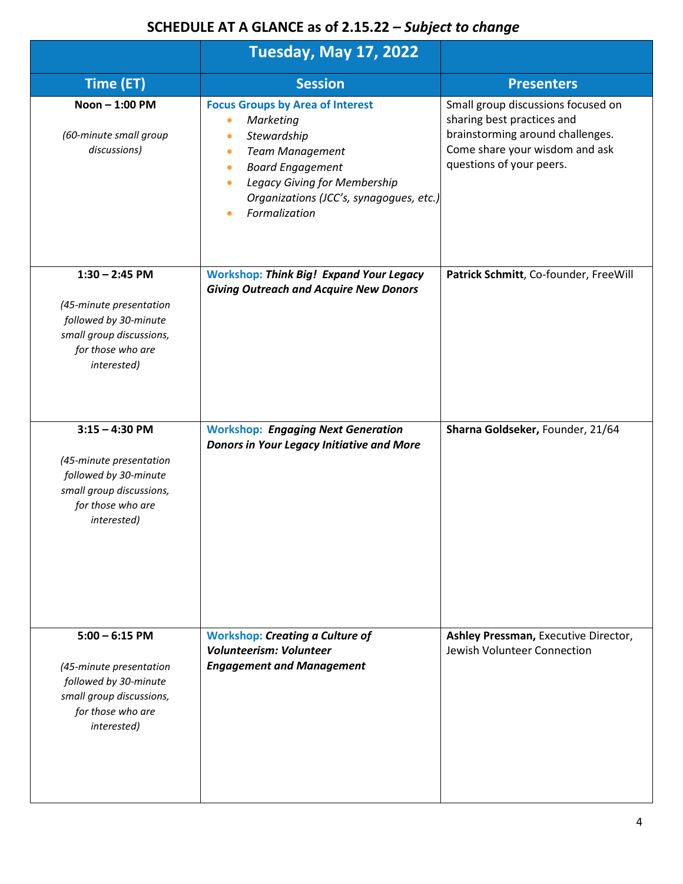## SCHEDULE AT A GLANCE as of 2.15.22 – *Subject to change*

| | Tuesday, May 17, 2022 | |
|---|---|---|
| **Time (ET)** | **Session** | **Presenters** |
| **Noon – 1:00 PM**<br><br>*(60-minute small group discussions)* | **Focus Groups by Area of Interest**<br>• *Marketing*<br>• *Stewardship*<br>• *Team Management*<br>• *Board Engagement*<br>• *Legacy Giving for Membership Organizations (JCC's, synagogues, etc.)*<br>• *Formalization* | Small group discussions focused on sharing best practices and brainstorming around challenges. Come share your wisdom and ask questions of your peers. |
| **1:30 – 2:45 PM**<br><br>*(45-minute presentation followed by 30-minute small group discussions, for those who are interested)* | **Workshop:** ***Think Big! Expand Your Legacy Giving Outreach and Acquire New Donors*** | **Patrick Schmitt**, Co-founder, FreeWill |
| **3:15 – 4:30 PM**<br><br>*(45-minute presentation followed by 30-minute small group discussions, for those who are interested)* | **Workshop:** ***Engaging Next Generation Donors in Your Legacy Initiative and More*** | **Sharna Goldseker,** Founder, 21/64 |
| **5:00 – 6:15 PM**<br><br>*(45-minute presentation followed by 30-minute small group discussions, for those who are interested)* | **Workshop:** ***Creating a Culture of Volunteerism: Volunteer Engagement and Management*** | **Ashley Pressman,** Executive Director, Jewish Volunteer Connection |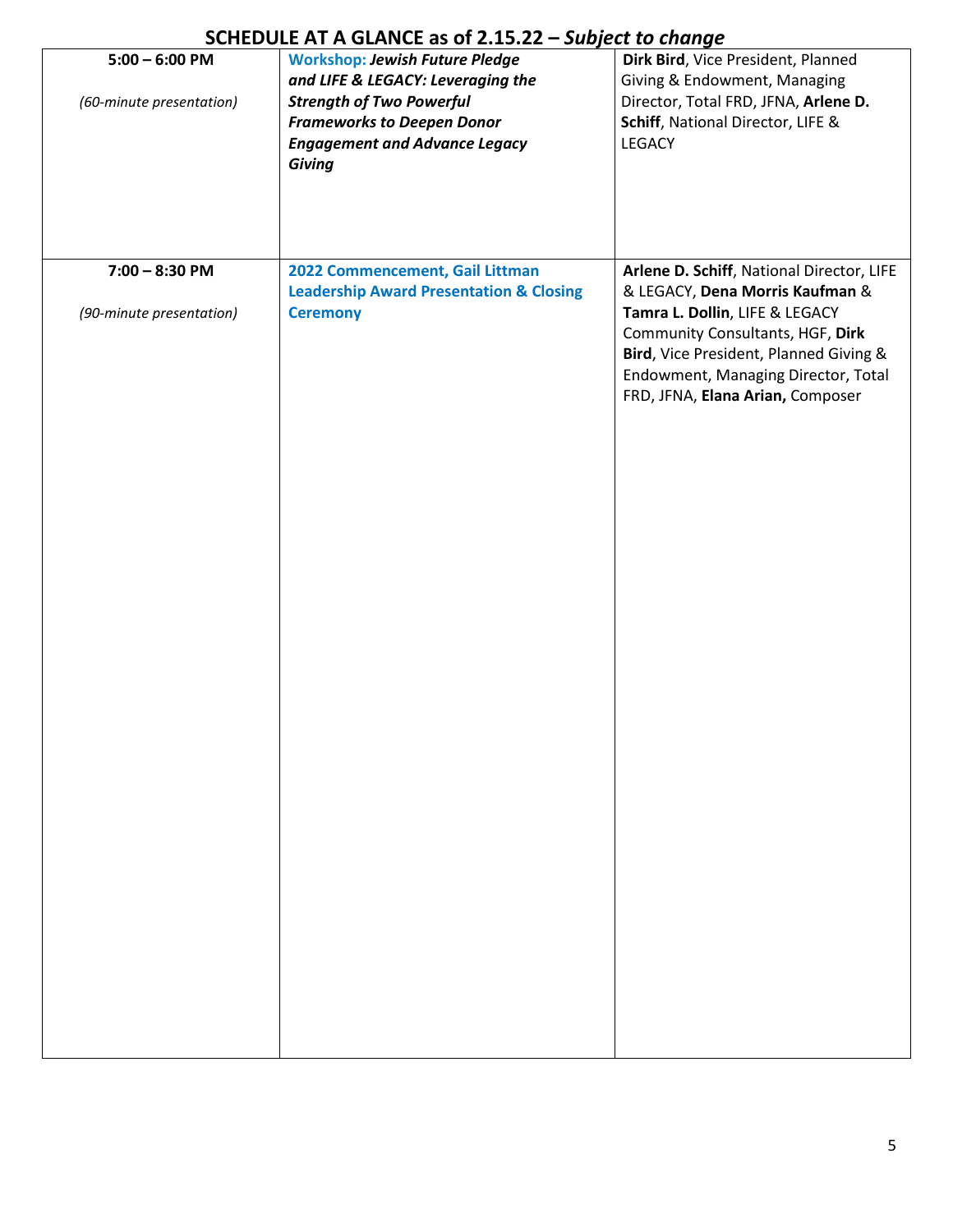## SCHEDULE AT A GLANCE as of 2.15.22 – *Subject to change*

| | | |
|---|---|---|
| **5:00 – 6:00 PM**<br><br>*(60-minute presentation)* | **Workshop:** ***Jewish Future Pledge and LIFE & LEGACY: Leveraging the Strength of Two Powerful Frameworks to Deepen Donor Engagement and Advance Legacy Giving*** | **Dirk Bird**, Vice President, Planned Giving & Endowment, Managing Director, Total FRD, JFNA, **Arlene D. Schiff**, National Director, LIFE & LEGACY |
| **7:00 – 8:30 PM**<br><br>*(90-minute presentation)* | **2022 Commencement, Gail Littman Leadership Award Presentation & Closing Ceremony** | **Arlene D. Schiff**, National Director, LIFE & LEGACY, **Dena Morris Kaufman** & **Tamra L. Dollin**, LIFE & LEGACY Community Consultants, HGF, **Dirk Bird**, Vice President, Planned Giving & Endowment, Managing Director, Total FRD, JFNA, **Elana Arian,** Composer |